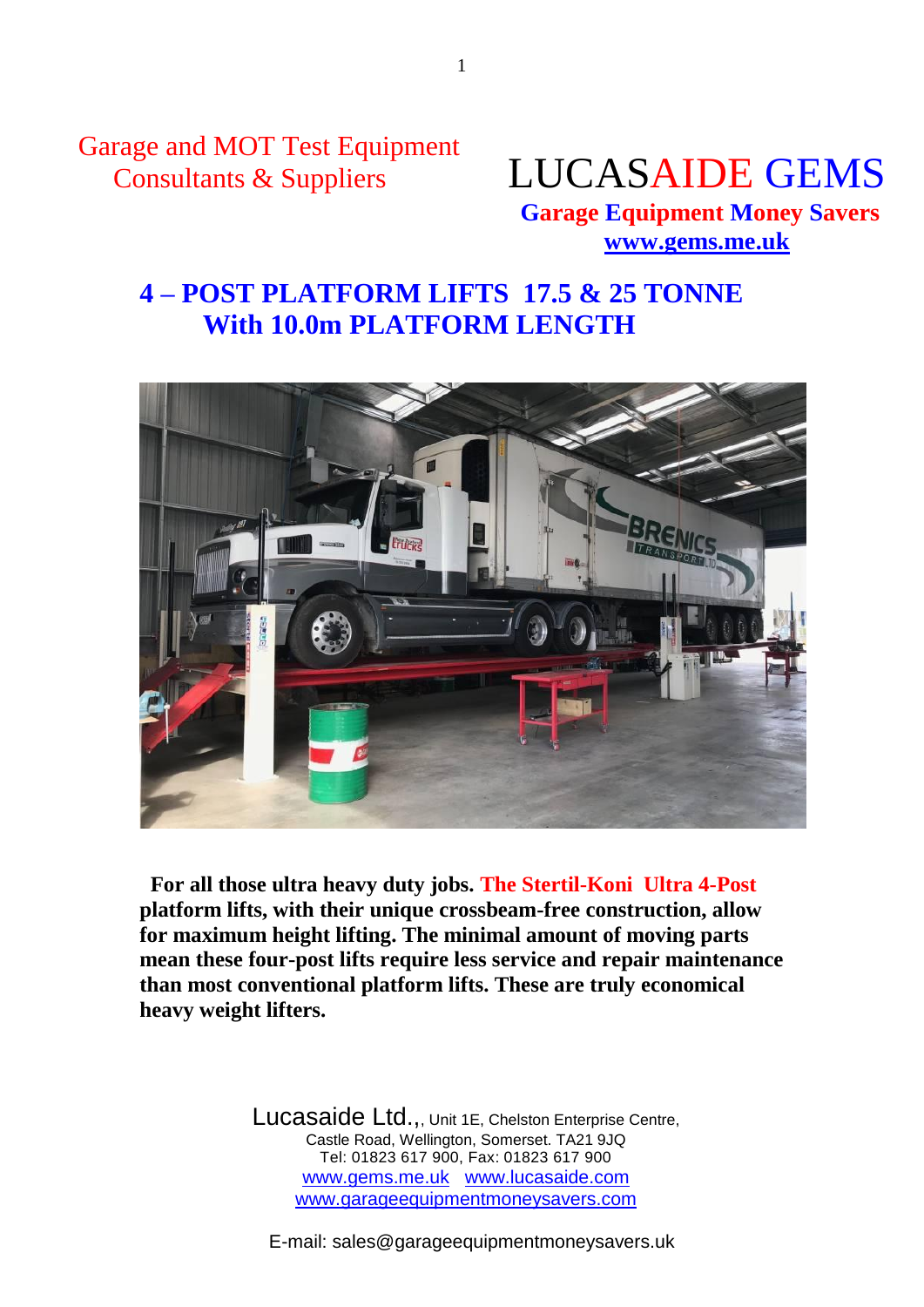Garage and MOT Test Equipment
Consultants & Suppliers

# LUCASAIDE GEMS

**Garage Equipment Money Savers**
**www.gems.me.uk**

## 4 – POST PLATFORM LIFTS 17.5 & 25 TONNE With 10.0m PLATFORM LENGTH

**For all those ultra heavy duty jobs. The Stertil-Koni Ultra 4-Post platform lifts, with their unique crossbeam-free construction, allow for maximum height lifting. The minimal amount of moving parts mean these four-post lifts require less service and repair maintenance than most conventional platform lifts. These are truly economical heavy weight lifters.**

Lucasaide Ltd.,, Unit 1E, Chelston Enterprise Centre,
Castle Road, Wellington, Somerset. TA21 9JQ
Tel: 01823 617 900, Fax: 01823 617 900
www.gems.me.uk   www.lucasaide.com
www.garageequipmentmoneysavers.com

E-mail: sales@garageequipmentmoneysavers.uk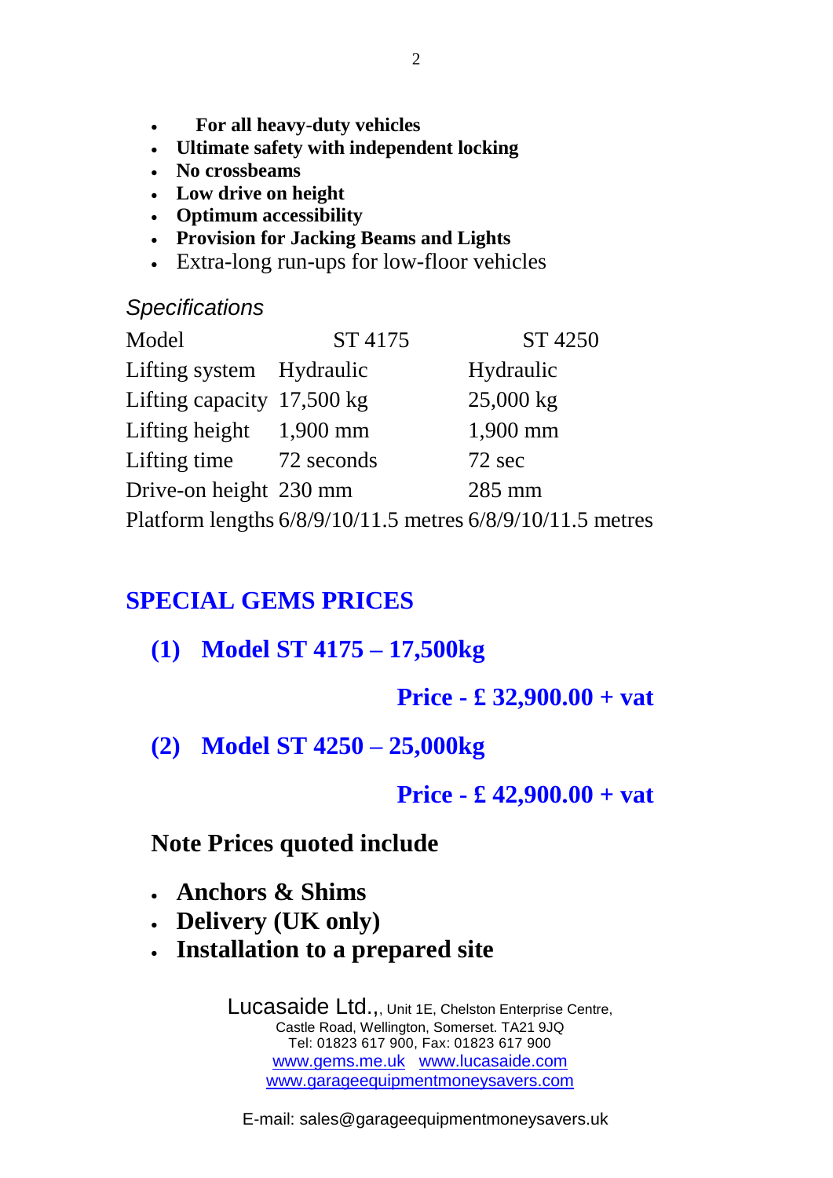- **For all heavy-duty vehicles**
- **Ultimate safety with independent locking**
- **No crossbeams**
- **Low drive on height**
- **Optimum accessibility**
- **Provision for Jacking Beams and Lights**
- Extra-long run-ups for low-floor vehicles

*Specifications*

| Model | ST 4175 | ST 4250 |
|---|---|---|
| Lifting system | Hydraulic | Hydraulic |
| Lifting capacity | 17,500 kg | 25,000 kg |
| Lifting height | 1,900 mm | 1,900 mm |
| Lifting time | 72 seconds | 72 sec |
| Drive-on height | 230 mm | 285 mm |
| Platform lengths | 6/8/9/10/11.5 metres | 6/8/9/10/11.5 metres |

## SPECIAL GEMS PRICES

**(1) Model ST 4175 – 17,500kg**

**Price - £ 32,900.00 + vat**

**(2) Model ST 4250 – 25,000kg**

**Price - £ 42,900.00 + vat**

**Note Prices quoted include**

- **Anchors & Shims**
- **Delivery (UK only)**
- **Installation to a prepared site**

Lucasaide Ltd.,, Unit 1E, Chelston Enterprise Centre,
Castle Road, Wellington, Somerset. TA21 9JQ
Tel: 01823 617 900, Fax: 01823 617 900
www.gems.me.uk www.lucasaide.com
www.garageequipmentmoneysavers.com

E-mail: sales@garageequipmentmoneysavers.uk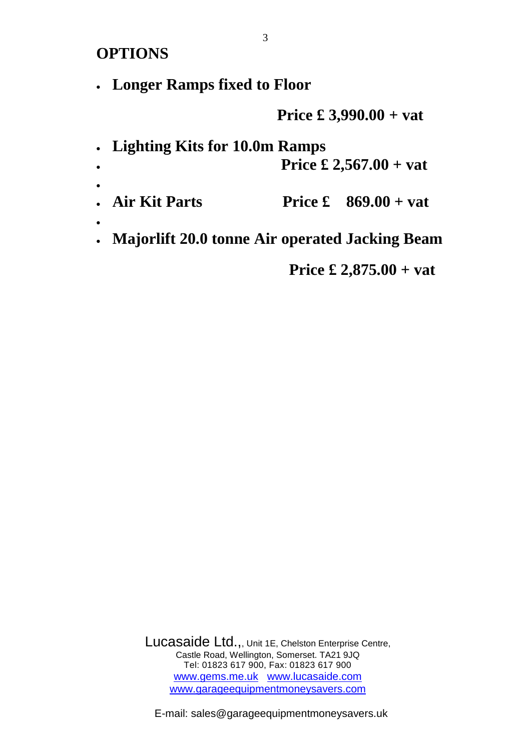# OPTIONS

- **Longer Ramps fixed to Floor**

  **Price £ 3,990.00 + vat**

- **Lighting Kits for 10.0m Ramps**

  **Price £ 2,567.00 + vat**

- **Air Kit Parts** **Price £ 869.00 + vat**

- **Majorlift 20.0 tonne Air operated Jacking Beam**

  **Price £ 2,875.00 + vat**

Lucasaide Ltd.,, Unit 1E, Chelston Enterprise Centre,
Castle Road, Wellington, Somerset. TA21 9JQ
Tel: 01823 617 900, Fax: 01823 617 900
www.gems.me.uk www.lucasaide.com
www.garageequipmentmoneysavers.com

E-mail: sales@garageequipmentmoneysavers.uk